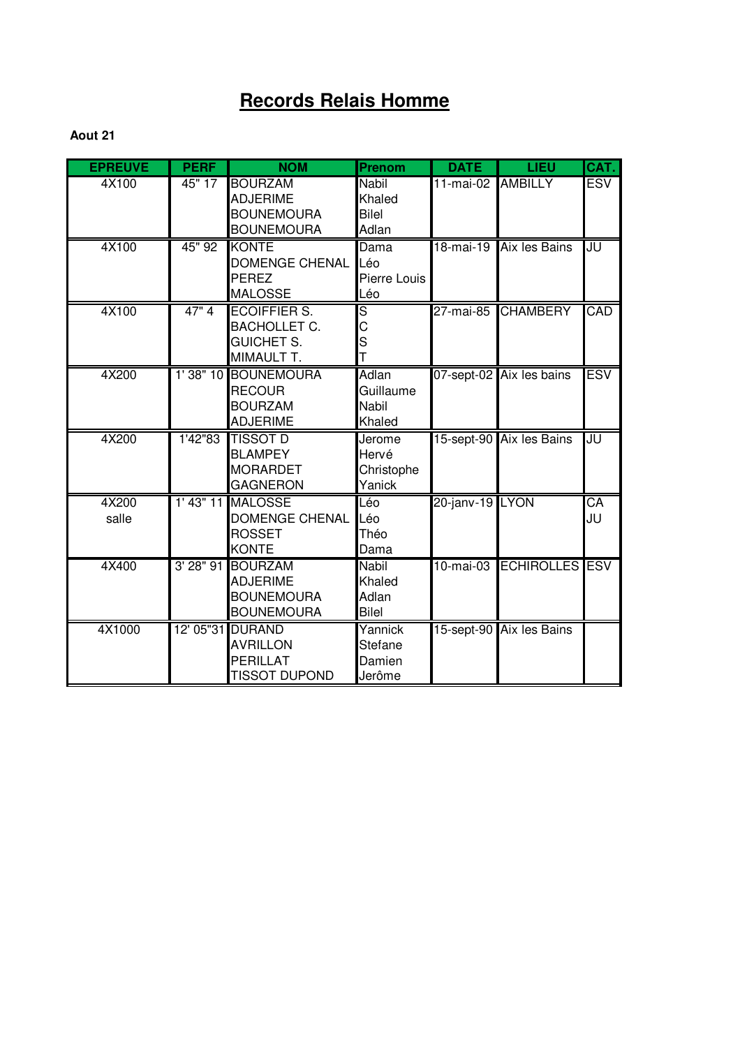# Records Relais Homme

**Aout 21**

| EPREUVE | PERF | NOM | Prenom | DATE | LIEU | CAT. |
|---|---|---|---|---|---|---|
| 4X100 | 45" 17 | BOURZAM<br>ADJERIME<br>BOUNEMOURA<br>BOUNEMOURA | Nabil<br>Khaled<br>Bilel<br>Adlan | 11-mai-02 | AMBILLY | ESV |
| 4X100 | 45" 92 | KONTE<br>DOMENGE CHENAL<br>PEREZ<br>MALOSSE | Dama<br>Léo<br>Pierre Louis<br>Léo | 18-mai-19 | Aix les Bains | JU |
| 4X100 | 47" 4 | ECOIFFIER S.<br>BACHOLLET C.<br>GUICHET S.<br>MIMAULT T. | S<br>C<br>S<br>T | 27-mai-85 | CHAMBERY | CAD |
| 4X200 | 1' 38" 10 | BOUNEMOURA<br>RECOUR<br>BOURZAM<br>ADJERIME | Adlan<br>Guillaume<br>Nabil<br>Khaled | 07-sept-02 | Aix les bains | ESV |
| 4X200 | 1'42"83 | TISSOT D<br>BLAMPEY<br>MORARDET<br>GAGNERON | Jerome<br>Hervé<br>Christophe<br>Yanick | 15-sept-90 | Aix les Bains | JU |
| 4X200<br>salle | 1' 43" 11 | MALOSSE<br>DOMENGE CHENAL<br>ROSSET<br>KONTE | Léo<br>Léo<br>Théo<br>Dama | 20-janv-19 | LYON | CA<br>JU |
| 4X400 | 3' 28" 91 | BOURZAM<br>ADJERIME<br>BOUNEMOURA<br>BOUNEMOURA | Nabil<br>Khaled<br>Adlan<br>Bilel | 10-mai-03 | ECHIROLLES | ESV |
| 4X1000 | 12' 05"31 | DURAND<br>AVRILLON<br>PERILLAT<br>TISSOT DUPOND | Yannick<br>Stefane<br>Damien<br>Jerôme | 15-sept-90 | Aix les Bains | |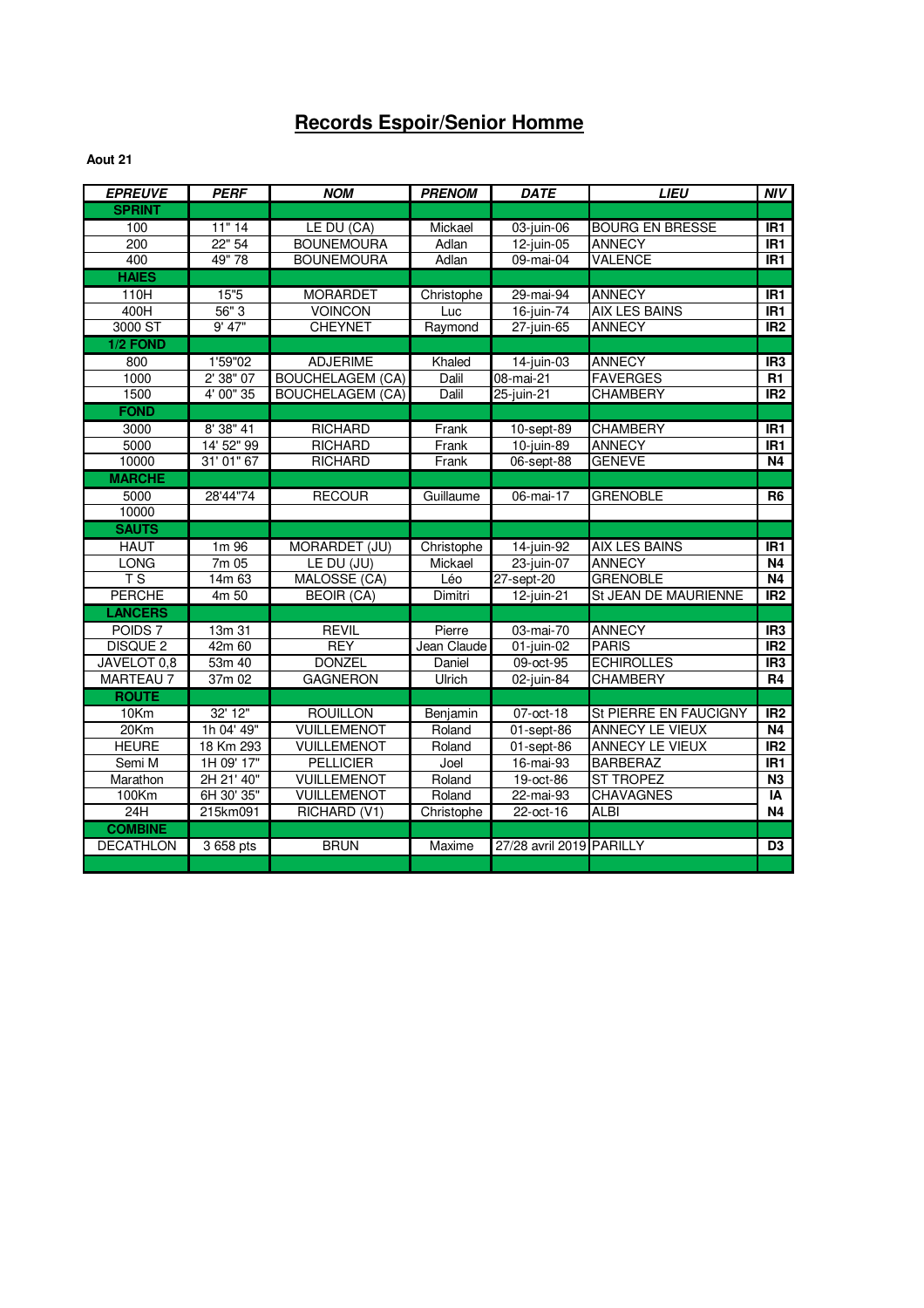# Records Espoir/Senior Homme

**Aout 21**

| EPREUVE | PERF | NOM | PRENOM | DATE | LIEU | NIV |
|---|---|---|---|---|---|---|
| **SPRINT** | | | | | | |
| 100 | 11" 14 | LE DU (CA) | Mickael | 03-juin-06 | BOURG EN BRESSE | IR1 |
| 200 | 22" 54 | BOUNEMOURA | Adlan | 12-juin-05 | ANNECY | IR1 |
| 400 | 49" 78 | BOUNEMOURA | Adlan | 09-mai-04 | VALENCE | IR1 |
| **HAIES** | | | | | | |
| 110H | 15"5 | MORARDET | Christophe | 29-mai-94 | ANNECY | IR1 |
| 400H | 56" 3 | VOINCON | Luc | 16-juin-74 | AIX LES BAINS | IR1 |
| 3000 ST | 9' 47" | CHEYNET | Raymond | 27-juin-65 | ANNECY | IR2 |
| **1/2 FOND** | | | | | | |
| 800 | 1'59"02 | ADJERIME | Khaled | 14-juin-03 | ANNECY | IR3 |
| 1000 | 2' 38" 07 | BOUCHELAGEM (CA) | Dalil | 08-mai-21 | FAVERGES | R1 |
| 1500 | 4' 00" 35 | BOUCHELAGEM (CA) | Dalil | 25-juin-21 | CHAMBERY | IR2 |
| **FOND** | | | | | | |
| 3000 | 8' 38" 41 | RICHARD | Frank | 10-sept-89 | CHAMBERY | IR1 |
| 5000 | 14' 52" 99 | RICHARD | Frank | 10-juin-89 | ANNECY | IR1 |
| 10000 | 31' 01" 67 | RICHARD | Frank | 06-sept-88 | GENEVE | N4 |
| **MARCHE** | | | | | | |
| 5000 | 28'44"74 | RECOUR | Guillaume | 06-mai-17 | GRENOBLE | R6 |
| 10000 | | | | | | |
| **SAUTS** | | | | | | |
| HAUT | 1m 96 | MORARDET (JU) | Christophe | 14-juin-92 | AIX LES BAINS | IR1 |
| LONG | 7m 05 | LE DU (JU) | Mickael | 23-juin-07 | ANNECY | N4 |
| T S | 14m 63 | MALOSSE (CA) | Léo | 27-sept-20 | GRENOBLE | N4 |
| PERCHE | 4m 50 | BEOIR (CA) | Dimitri | 12-juin-21 | St JEAN DE MAURIENNE | IR2 |
| **LANCERS** | | | | | | |
| POIDS 7 | 13m 31 | REVIL | Pierre | 03-mai-70 | ANNECY | IR3 |
| DISQUE 2 | 42m 60 | REY | Jean Claude | 01-juin-02 | PARIS | IR2 |
| JAVELOT 0,8 | 53m 40 | DONZEL | Daniel | 09-oct-95 | ECHIROLLES | IR3 |
| MARTEAU 7 | 37m 02 | GAGNERON | Ulrich | 02-juin-84 | CHAMBERY | R4 |
| **ROUTE** | | | | | | |
| 10Km | 32' 12" | ROUILLON | Benjamin | 07-oct-18 | St PIERRE EN FAUCIGNY | IR2 |
| 20Km | 1h 04' 49" | VUILLEMENOT | Roland | 01-sept-86 | ANNECY LE VIEUX | N4 |
| HEURE | 18 Km 293 | VUILLEMENOT | Roland | 01-sept-86 | ANNECY LE VIEUX | IR2 |
| Semi M | 1H 09' 17" | PELLICIER | Joel | 16-mai-93 | BARBERAZ | IR1 |
| Marathon | 2H 21' 40" | VUILLEMENOT | Roland | 19-oct-86 | ST TROPEZ | N3 |
| 100Km | 6H 30' 35" | VUILLEMENOT | Roland | 22-mai-93 | CHAVAGNES | IA |
| 24H | 215km091 | RICHARD (V1) | Christophe | 22-oct-16 | ALBI | N4 |
| **COMBINE** | | | | | | |
| DECATHLON | 3 658 pts | BRUN | Maxime | 27/28 avril 2019 | PARILLY | D3 |
| | | | | | | |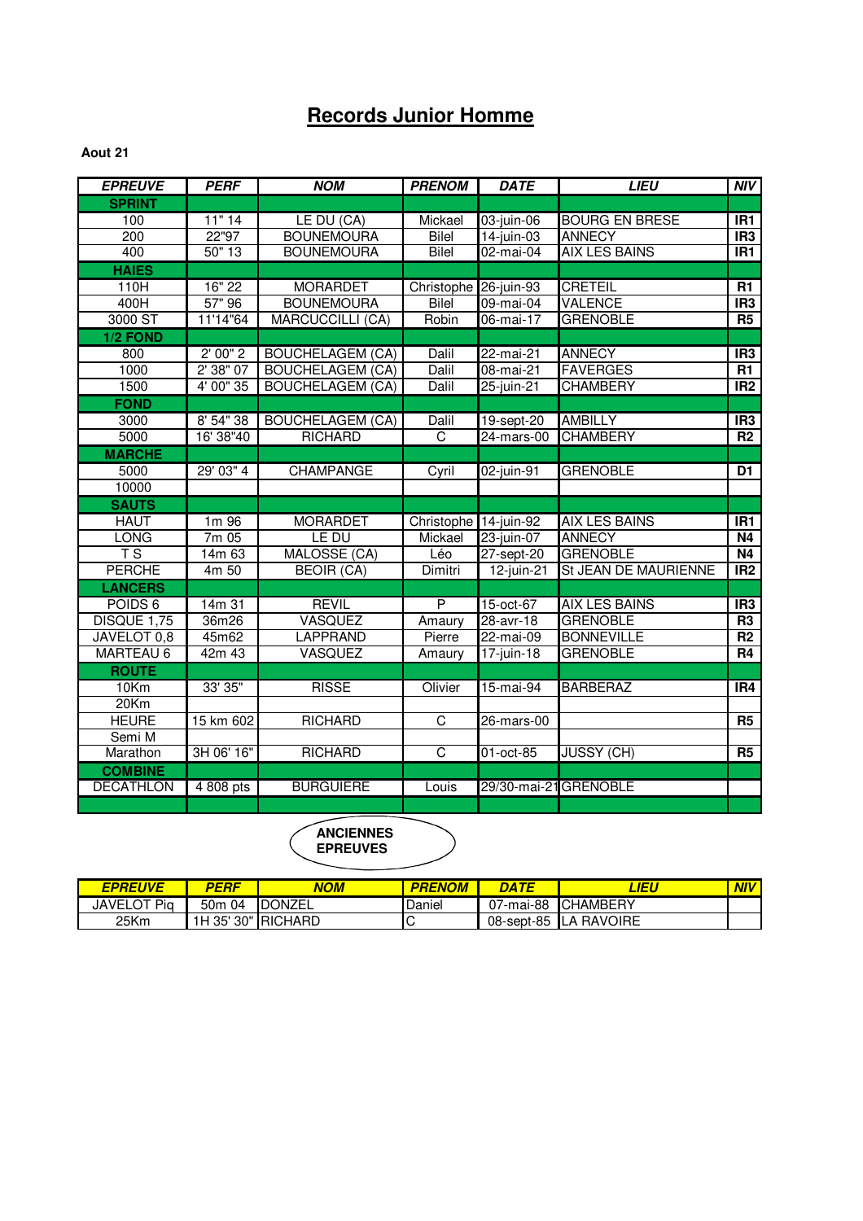# Records Junior Homme

**Aout 21**

| EPREUVE | PERF | NOM | PRENOM | DATE | LIEU | NIV |
|---|---|---|---|---|---|---|
| **SPRINT** | | | | | | |
| 100 | 11" 14 | LE DU (CA) | Mickael | 03-juin-06 | BOURG EN BRESE | IR1 |
| 200 | 22"97 | BOUNEMOURA | Bilel | 14-juin-03 | ANNECY | IR3 |
| 400 | 50" 13 | BOUNEMOURA | Bilel | 02-mai-04 | AIX LES BAINS | IR1 |
| **HAIES** | | | | | | |
| 110H | 16" 22 | MORARDET | Christophe | 26-juin-93 | CRETEIL | R1 |
| 400H | 57" 96 | BOUNEMOURA | Bilel | 09-mai-04 | VALENCE | IR3 |
| 3000 ST | 11'14"64 | MARCUCCILLI (CA) | Robin | 06-mai-17 | GRENOBLE | R5 |
| **1/2 FOND** | | | | | | |
| 800 | 2' 00" 2 | BOUCHELAGEM (CA) | Dalil | 22-mai-21 | ANNECY | IR3 |
| 1000 | 2' 38" 07 | BOUCHELAGEM (CA) | Dalil | 08-mai-21 | FAVERGES | R1 |
| 1500 | 4' 00" 35 | BOUCHELAGEM (CA) | Dalil | 25-juin-21 | CHAMBERY | IR2 |
| **FOND** | | | | | | |
| 3000 | 8' 54" 38 | BOUCHELAGEM (CA) | Dalil | 19-sept-20 | AMBILLY | IR3 |
| 5000 | 16' 38"40 | RICHARD | C | 24-mars-00 | CHAMBERY | R2 |
| **MARCHE** | | | | | | |
| 5000 | 29' 03" 4 | CHAMPANGE | Cyril | 02-juin-91 | GRENOBLE | D1 |
| 10000 | | | | | | |
| **SAUTS** | | | | | | |
| HAUT | 1m 96 | MORARDET | Christophe | 14-juin-92 | AIX LES BAINS | IR1 |
| LONG | 7m 05 | LE DU | Mickael | 23-juin-07 | ANNECY | N4 |
| T S | 14m 63 | MALOSSE (CA) | Léo | 27-sept-20 | GRENOBLE | N4 |
| PERCHE | 4m 50 | BEOIR (CA) | Dimitri | 12-juin-21 | St JEAN DE MAURIENNE | IR2 |
| **LANCERS** | | | | | | |
| POIDS 6 | 14m 31 | REVIL | P | 15-oct-67 | AIX LES BAINS | IR3 |
| DISQUE 1,75 | 36m26 | VASQUEZ | Amaury | 28-avr-18 | GRENOBLE | R3 |
| JAVELOT 0,8 | 45m62 | LAPPRAND | Pierre | 22-mai-09 | BONNEVILLE | R2 |
| MARTEAU 6 | 42m 43 | VASQUEZ | Amaury | 17-juin-18 | GRENOBLE | R4 |
| **ROUTE** | | | | | | |
| 10Km | 33' 35" | RISSE | Olivier | 15-mai-94 | BARBERAZ | IR4 |
| 20Km | | | | | | |
| HEURE | 15 km 602 | RICHARD | C | 26-mars-00 | | R5 |
| Semi M | | | | | | |
| Marathon | 3H 06' 16" | RICHARD | C | 01-oct-85 | JUSSY (CH) | R5 |
| **COMBINE** | | | | | | |
| DECATHLON | 4 808 pts | BURGUIERE | Louis | 29/30-mai-21 | GRENOBLE | |

**ANCIENNES EPREUVES**

| EPREUVE | PERF | NOM | PRENOM | DATE | LIEU | NIV |
|---|---|---|---|---|---|---|
| JAVELOT Piq | 50m 04 | DONZEL | Daniel | 07-mai-88 | CHAMBERY | |
| 25Km | 1H 35' 30" | RICHARD | C | 08-sept-85 | LA RAVOIRE | |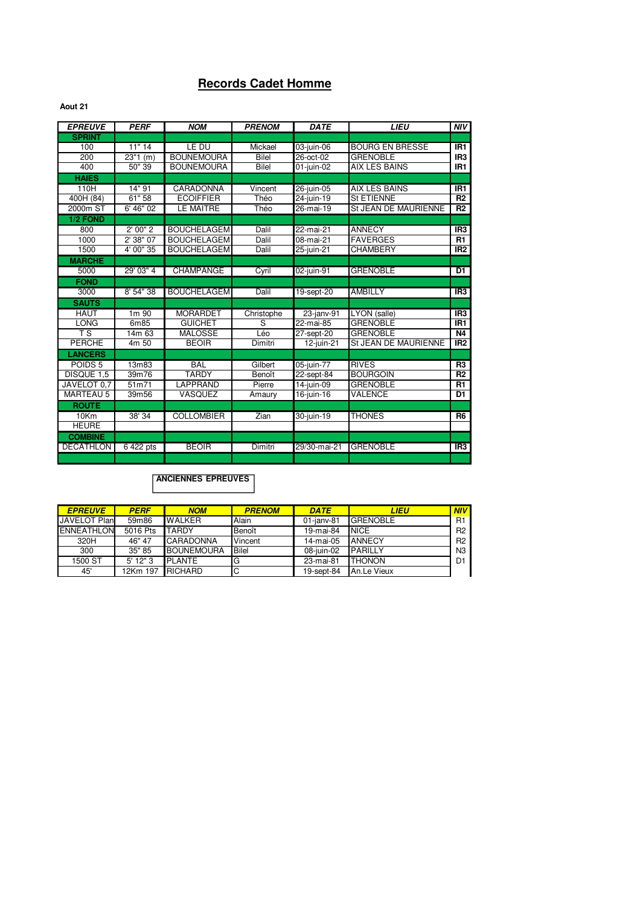# Records Cadet Homme

**Aout 21**

| EPREUVE | PERF | NOM | PRENOM | DATE | LIEU | NIV |
|---|---|---|---|---|---|---|
| **SPRINT** | | | | | | |
| 100 | 11" 14 | LE DU | Mickael | 03-juin-06 | BOURG EN BRESSE | IR1 |
| 200 | 23"1 (m) | BOUNEMOURA | Bilel | 26-oct-02 | GRENOBLE | IR3 |
| 400 | 50" 39 | BOUNEMOURA | Bilel | 01-juin-02 | AIX LES BAINS | IR1 |
| **HAIES** | | | | | | |
| 110H | 14" 91 | CARADONNA | Vincent | 26-juin-05 | AIX LES BAINS | IR1 |
| 400H (84) | 61" 58 | ECOIFFIER | Théo | 24-juin-19 | St ETIENNE | R2 |
| 2000m ST | 6' 46" 02 | LE MAITRE | Théo | 26-mai-19 | St JEAN DE MAURIENNE | R2 |
| **1/2 FOND** | | | | | | |
| 800 | 2' 00" 2 | BOUCHELAGEM | Dalil | 22-mai-21 | ANNECY | IR3 |
| 1000 | 2' 38" 07 | BOUCHELAGEM | Dalil | 08-mai-21 | FAVERGES | R1 |
| 1500 | 4' 00" 35 | BOUCHELAGEM | Dalil | 25-juin-21 | CHAMBERY | IR2 |
| **MARCHE** | | | | | | |
| 5000 | 29' 03" 4 | CHAMPANGE | Cyril | 02-juin-91 | GRENOBLE | D1 |
| **FOND** | | | | | | |
| 3000 | 8' 54" 38 | BOUCHELAGEM | Dalil | 19-sept-20 | AMBILLY | IR3 |
| **SAUTS** | | | | | | |
| HAUT | 1m 90 | MORARDET | Christophe | 23-janv-91 | LYON (salle) | IR3 |
| LONG | 6m85 | GUICHET | S | 22-mai-85 | GRENOBLE | IR1 |
| T S | 14m 63 | MALOSSE | Léo | 27-sept-20 | GRENOBLE | N4 |
| PERCHE | 4m 50 | BEOIR | Dimitri | 12-juin-21 | St JEAN DE MAURIENNE | IR2 |
| **LANCERS** | | | | | | |
| POIDS 5 | 13m83 | BAL | Gilbert | 05-juin-77 | RIVES | R3 |
| DISQUE 1,5 | 39m76 | TARDY | Benoît | 22-sept-84 | BOURGOIN | R2 |
| JAVELOT 0,7 | 51m71 | LAPPRAND | Pierre | 14-juin-09 | GRENOBLE | R1 |
| MARTEAU 5 | 39m56 | VASQUEZ | Amaury | 16-juin-16 | VALENCE | D1 |
| **ROUTE** | | | | | | |
| 10Km | 38' 34 | COLLOMBIER | Zian | 30-juin-19 | THONES | R6 |
| HEURE | | | | | | |
| **COMBINE** | | | | | | |
| DECATHLON | 6 422 pts | BEOIR | Dimitri | 29/30-mai-21 | GRENOBLE | IR3 |

**ANCIENNES EPREUVES**

| EPREUVE | PERF | NOM | PRENOM | DATE | LIEU | NIV |
|---|---|---|---|---|---|---|
| JAVELOT Plan | 59m86 | WALKER | Alain | 01-janv-81 | GRENOBLE | R1 |
| ENNEATHLON | 5016 Pts | TARDY | Benoît | 19-mai-84 | NICE | R2 |
| 320H | 46" 47 | CARADONNA | Vincent | 14-mai-05 | ANNECY | R2 |
| 300 | 35" 85 | BOUNEMOURA | Bilel | 08-juin-02 | PARILLY | N3 |
| 1500 ST | 5' 12" 3 | PLANTE | G | 23-mai-81 | THONON | D1 |
| 45' | 12Km 197 | RICHARD | C | 19-sept-84 | An.Le Vieux | |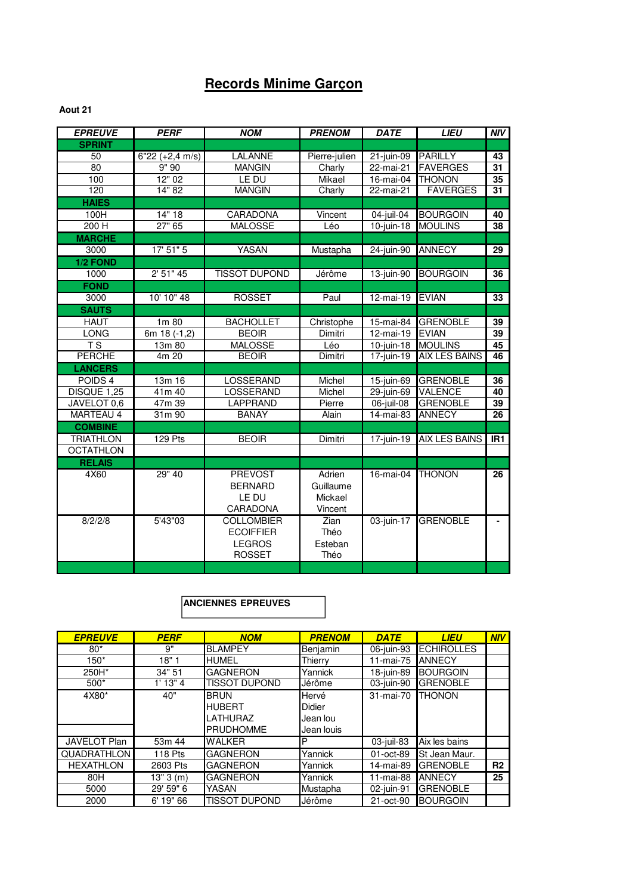# Records Minime Garçon

**Aout 21**

| EPREUVE | PERF | NOM | PRENOM | DATE | LIEU | NIV |
|---|---|---|---|---|---|---|
| **SPRINT** | | | | | | |
| 50 | 6"22 (+2,4 m/s) | LALANNE | Pierre-julien | 21-juin-09 | PARILLY | 43 |
| 80 | 9" 90 | MANGIN | Charly | 22-mai-21 | FAVERGES | 31 |
| 100 | 12" 02 | LE DU | Mikael | 16-mai-04 | THONON | 35 |
| 120 | 14" 82 | MANGIN | Charly | 22-mai-21 | FAVERGES | 31 |
| **HAIES** | | | | | | |
| 100H | 14" 18 | CARADONA | Vincent | 04-juil-04 | BOURGOIN | 40 |
| 200 H | 27" 65 | MALOSSE | Léo | 10-juin-18 | MOULINS | 38 |
| **MARCHE** | | | | | | |
| 3000 | 17' 51" 5 | YASAN | Mustapha | 24-juin-90 | ANNECY | 29 |
| **1/2 FOND** | | | | | | |
| 1000 | 2' 51" 45 | TISSOT DUPOND | Jérôme | 13-juin-90 | BOURGOIN | 36 |
| **FOND** | | | | | | |
| 3000 | 10' 10" 48 | ROSSET | Paul | 12-mai-19 | EVIAN | 33 |
| **SAUTS** | | | | | | |
| HAUT | 1m 80 | BACHOLLET | Christophe | 15-mai-84 | GRENOBLE | 39 |
| LONG | 6m 18 (-1,2) | BEOIR | Dimitri | 12-mai-19 | EVIAN | 39 |
| T S | 13m 80 | MALOSSE | Léo | 10-juin-18 | MOULINS | 45 |
| PERCHE | 4m 20 | BEOIR | Dimitri | 17-juin-19 | AIX LES BAINS | 46 |
| **LANCERS** | | | | | | |
| POIDS 4 | 13m 16 | LOSSERAND | Michel | 15-juin-69 | GRENOBLE | 36 |
| DISQUE 1,25 | 41m 40 | LOSSERAND | Michel | 29-juin-69 | VALENCE | 40 |
| JAVELOT 0,6 | 47m 39 | LAPPRAND | Pierre | 06-juil-08 | GRENOBLE | 39 |
| MARTEAU 4 | 31m 90 | BANAY | Alain | 14-mai-83 | ANNECY | 26 |
| **COMBINE** | | | | | | |
| TRIATHLON | 129 Pts | BEOIR | Dimitri | 17-juin-19 | AIX LES BAINS | IR1 |
| OCTATHLON | | | | | | |
| **RELAIS** | | | | | | |
| 4X60 | 29" 40 | PREVOST<br>BERNARD<br>LE DU<br>CARADONA | Adrien<br>Guillaume<br>Mickael<br>Vincent | 16-mai-04 | THONON | 26 |
| 8/2/2/8 | 5'43"03 | COLLOMBIER<br>ECOIFFIER<br>LEGROS<br>ROSSET | Zian<br>Théo<br>Esteban<br>Théo | 03-juin-17 | GRENOBLE | - |

**ANCIENNES EPREUVES**

| EPREUVE | PERF | NOM | PRENOM | DATE | LIEU | NIV |
|---|---|---|---|---|---|---|
| 80* | 9" | BLAMPEY | Benjamin | 06-juin-93 | ECHIROLLES | |
| 150* | 18" 1 | HUMEL | Thierry | 11-mai-75 | ANNECY | |
| 250H* | 34" 51 | GAGNERON | Yannick | 18-juin-89 | BOURGOIN | |
| 500* | 1' 13" 4 | TISSOT DUPOND | Jérôme | 03-juin-90 | GRENOBLE | |
| 4X80* | 40" | BRUN<br>HUBERT<br>LATHURAZ<br>PRUDHOMME | Hervé<br>Didier<br>Jean lou<br>Jean louis | 31-mai-70 | THONON | |
| JAVELOT Plan | 53m 44 | WALKER | P | 03-juil-83 | Aix les bains | |
| QUADRATHLON | 118 Pts | GAGNERON | Yannick | 01-oct-89 | St Jean Maur. | |
| HEXATHLON | 2603 Pts | GAGNERON | Yannick | 14-mai-89 | GRENOBLE | R2 |
| 80H | 13" 3 (m) | GAGNERON | Yannick | 11-mai-88 | ANNECY | 25 |
| 5000 | 29' 59" 6 | YASAN | Mustapha | 02-juin-91 | GRENOBLE | |
| 2000 | 6' 19" 66 | TISSOT DUPOND | Jérôme | 21-oct-90 | BOURGOIN | |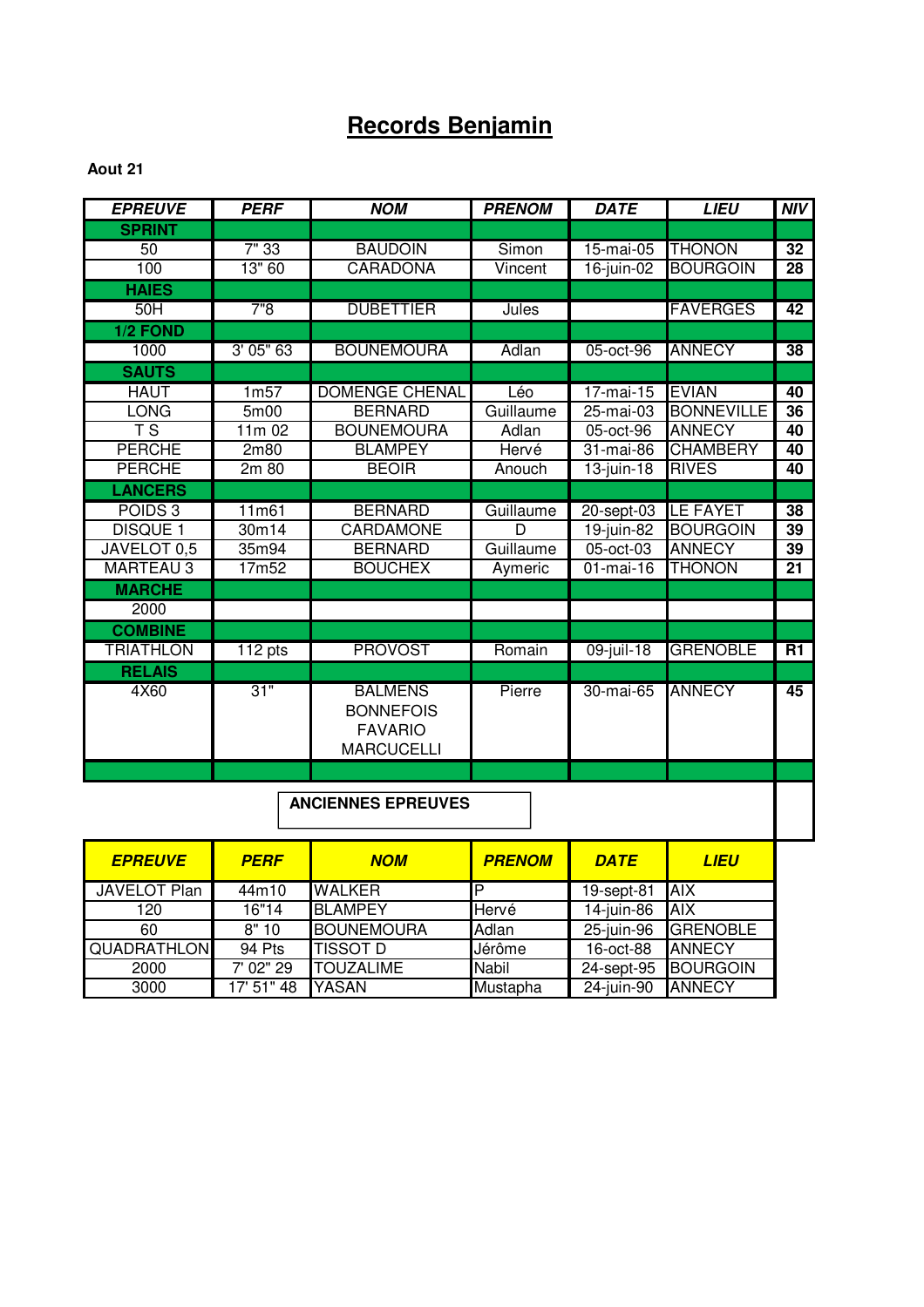# Records Benjamin

**Aout 21**

| EPREUVE | PERF | NOM | PRENOM | DATE | LIEU | NIV |
|---|---|---|---|---|---|---|
| **SPRINT** | | | | | | |
| 50 | 7" 33 | BAUDOIN | Simon | 15-mai-05 | THONON | 32 |
| 100 | 13" 60 | CARADONA | Vincent | 16-juin-02 | BOURGOIN | 28 |
| **HAIES** | | | | | | |
| 50H | 7"8 | DUBETTIER | Jules | | FAVERGES | 42 |
| **1/2 FOND** | | | | | | |
| 1000 | 3' 05" 63 | BOUNEMOURA | Adlan | 05-oct-96 | ANNECY | 38 |
| **SAUTS** | | | | | | |
| HAUT | 1m57 | DOMENGE CHENAL | Léo | 17-mai-15 | EVIAN | 40 |
| LONG | 5m00 | BERNARD | Guillaume | 25-mai-03 | BONNEVILLE | 36 |
| T S | 11m 02 | BOUNEMOURA | Adlan | 05-oct-96 | ANNECY | 40 |
| PERCHE | 2m80 | BLAMPEY | Hervé | 31-mai-86 | CHAMBERY | 40 |
| PERCHE | 2m 80 | BEOIR | Anouch | 13-juin-18 | RIVES | 40 |
| **LANCERS** | | | | | | |
| POIDS 3 | 11m61 | BERNARD | Guillaume | 20-sept-03 | LE FAYET | 38 |
| DISQUE 1 | 30m14 | CARDAMONE | D | 19-juin-82 | BOURGOIN | 39 |
| JAVELOT 0,5 | 35m94 | BERNARD | Guillaume | 05-oct-03 | ANNECY | 39 |
| MARTEAU 3 | 17m52 | BOUCHEX | Aymeric | 01-mai-16 | THONON | 21 |
| **MARCHE** | | | | | | |
| 2000 | | | | | | |
| **COMBINE** | | | | | | |
| TRIATHLON | 112 pts | PROVOST | Romain | 09-juil-18 | GRENOBLE | R1 |
| **RELAIS** | | | | | | |
| 4X60 | 31" | BALMENS BONNEFOIS FAVARIO MARCUCELLI | Pierre | 30-mai-65 | ANNECY | 45 |

**ANCIENNES EPREUVES**

| EPREUVE | PERF | NOM | PRENOM | DATE | LIEU |
|---|---|---|---|---|---|
| JAVELOT Plan | 44m10 | WALKER | P | 19-sept-81 | AIX |
| 120 | 16"14 | BLAMPEY | Hervé | 14-juin-86 | AIX |
| 60 | 8" 10 | BOUNEMOURA | Adlan | 25-juin-96 | GRENOBLE |
| QUADRATHLON | 94 Pts | TISSOT D | Jérôme | 16-oct-88 | ANNECY |
| 2000 | 7' 02" 29 | TOUZALIME | Nabil | 24-sept-95 | BOURGOIN |
| 3000 | 17' 51" 48 | YASAN | Mustapha | 24-juin-90 | ANNECY |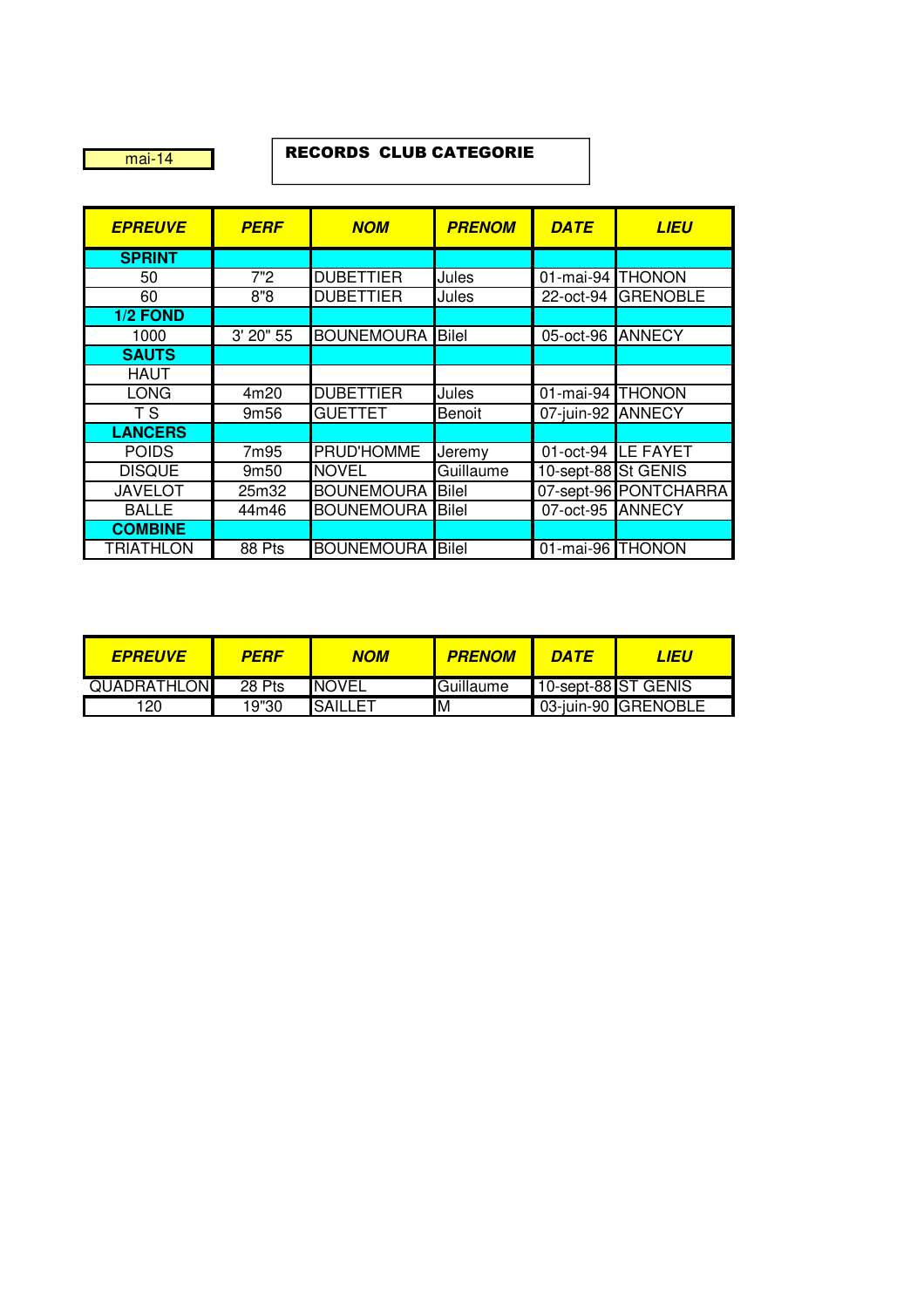mai-14

# RECORDS CLUB CATEGORIE

| EPREUVE | PERF | NOM | PRENOM | DATE | LIEU |
|---|---|---|---|---|---|
| **SPRINT** | | | | | |
| 50 | 7"2 | DUBETTIER | Jules | 01-mai-94 | THONON |
| 60 | 8"8 | DUBETTIER | Jules | 22-oct-94 | GRENOBLE |
| **1/2 FOND** | | | | | |
| 1000 | 3' 20" 55 | BOUNEMOURA | Bilel | 05-oct-96 | ANNECY |
| **SAUTS** | | | | | |
| HAUT | | | | | |
| LONG | 4m20 | DUBETTIER | Jules | 01-mai-94 | THONON |
| T S | 9m56 | GUETTET | Benoit | 07-juin-92 | ANNECY |
| **LANCERS** | | | | | |
| POIDS | 7m95 | PRUD'HOMME | Jeremy | 01-oct-94 | LE FAYET |
| DISQUE | 9m50 | NOVEL | Guillaume | 10-sept-88 | St GENIS |
| JAVELOT | 25m32 | BOUNEMOURA | Bilel | 07-sept-96 | PONTCHARRA |
| BALLE | 44m46 | BOUNEMOURA | Bilel | 07-oct-95 | ANNECY |
| **COMBINE** | | | | | |
| TRIATHLON | 88 Pts | BOUNEMOURA | Bilel | 01-mai-96 | THONON |

| EPREUVE | PERF | NOM | PRENOM | DATE | LIEU |
|---|---|---|---|---|---|
| QUADRATHLON | 28 Pts | NOVEL | Guillaume | 10-sept-88 | ST GENIS |
| 120 | 19"30 | SAILLET | M | 03-juin-90 | GRENOBLE |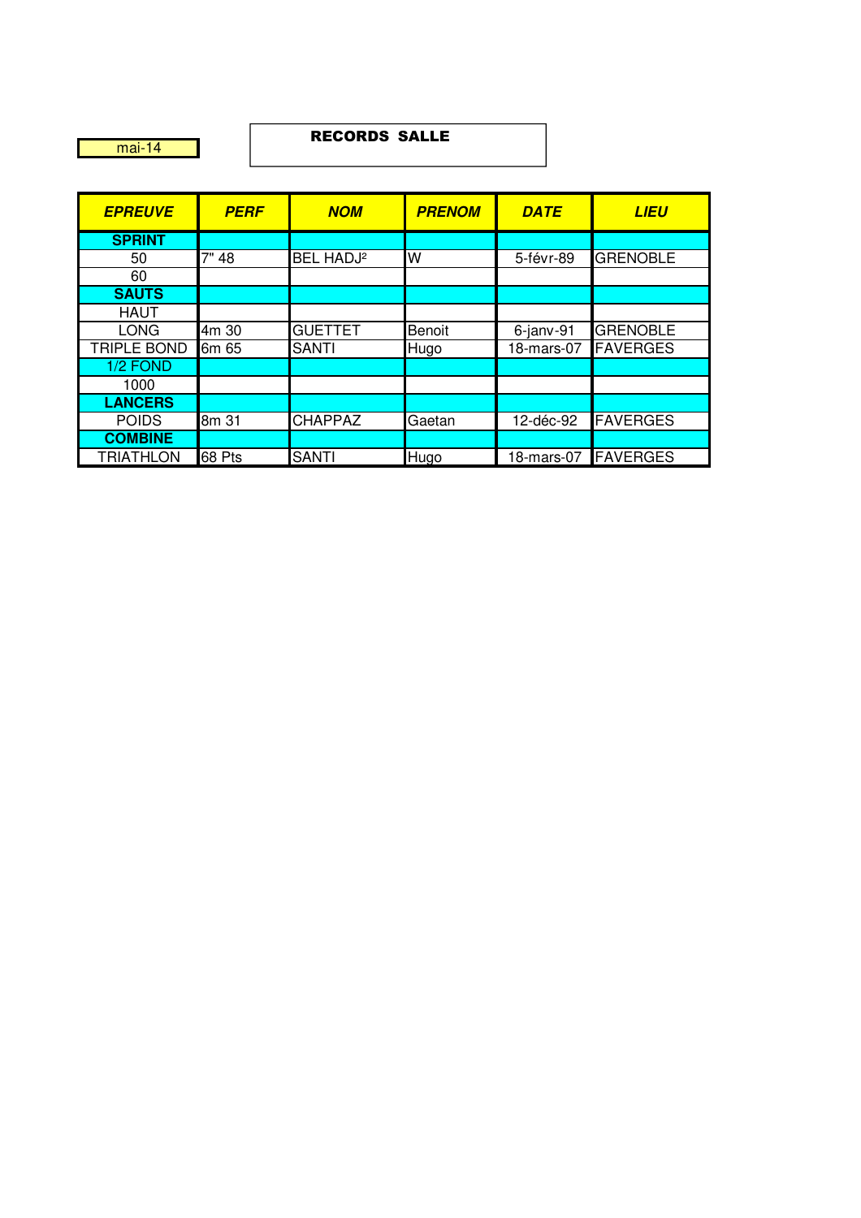mai-14

**RECORDS SALLE**

| *EPREUVE* | *PERF* | *NOM* | *PRENOM* | *DATE* | *LIEU* |
|---|---|---|---|---|---|
| **SPRINT** | | | | | |
| 50 | 7" 48 | BEL HADJ² | W | 5-févr-89 | GRENOBLE |
| 60 | | | | | |
| **SAUTS** | | | | | |
| HAUT | | | | | |
| LONG | 4m 30 | GUETTET | Benoit | 6-janv-91 | GRENOBLE |
| TRIPLE BOND | 6m 65 | SANTI | Hugo | 18-mars-07 | FAVERGES |
| 1/2 FOND | | | | | |
| 1000 | | | | | |
| **LANCERS** | | | | | |
| POIDS | 8m 31 | CHAPPAZ | Gaetan | 12-déc-92 | FAVERGES |
| **COMBINE** | | | | | |
| TRIATHLON | 68 Pts | SANTI | Hugo | 18-mars-07 | FAVERGES |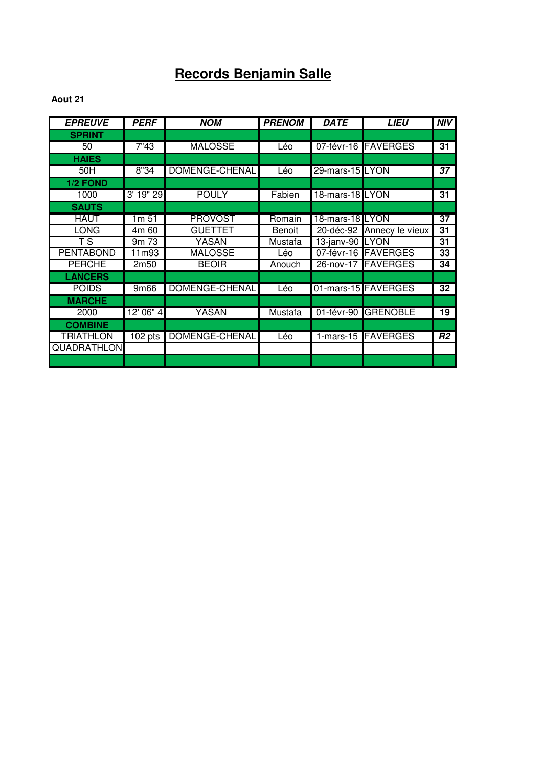# Records Benjamin Salle

**Aout 21**

| *EPREUVE* | *PERF* | *NOM* | *PRENOM* | *DATE* | *LIEU* | *NIV* |
|---|---|---|---|---|---|---|
| **SPRINT** | | | | | | |
| 50 | 7"43 | MALOSSE | Léo | 07-févr-16 | FAVERGES | **31** |
| **HAIES** | | | | | | |
| 50H | 8"34 | DOMENGE-CHENAL | Léo | 29-mars-15 | LYON | ***37*** |
| **1/2 FOND** | | | | | | |
| 1000 | 3' 19" 29 | POULY | Fabien | 18-mars-18 | LYON | **31** |
| **SAUTS** | | | | | | |
| HAUT | 1m 51 | PROVOST | Romain | 18-mars-18 | LYON | **37** |
| LONG | 4m 60 | GUETTET | Benoit | 20-déc-92 | Annecy le vieux | **31** |
| T S | 9m 73 | YASAN | Mustafa | 13-janv-90 | LYON | **31** |
| PENTABOND | 11m93 | MALOSSE | Léo | 07-févr-16 | FAVERGES | **33** |
| PERCHE | 2m50 | BEOIR | Anouch | 26-nov-17 | FAVERGES | **34** |
| **LANCERS** | | | | | | |
| POIDS | 9m66 | DOMENGE-CHENAL | Léo | 01-mars-15 | FAVERGES | **32** |
| **MARCHE** | | | | | | |
| 2000 | 12' 06" 4 | YASAN | Mustafa | 01-févr-90 | GRENOBLE | **19** |
| **COMBINE** | | | | | | |
| TRIATHLON | 102 pts | DOMENGE-CHENAL | Léo | 1-mars-15 | FAVERGES | ***R2*** |
| QUADRATHLON | | | | | | |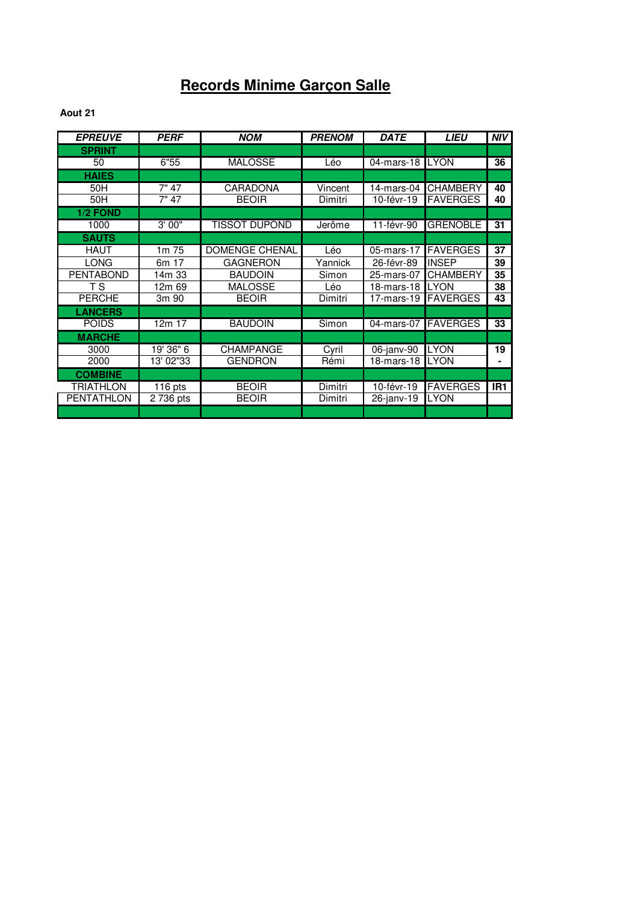# Records Minime Garçon Salle

**Aout 21**

| EPREUVE | PERF | NOM | PRENOM | DATE | LIEU | NIV |
|---|---|---|---|---|---|---|
| **SPRINT** | | | | | | |
| 50 | 6"55 | MALOSSE | Léo | 04-mars-18 | LYON | 36 |
| **HAIES** | | | | | | |
| 50H | 7" 47 | CARADONA | Vincent | 14-mars-04 | CHAMBERY | 40 |
| 50H | 7" 47 | BEOIR | Dimitri | 10-févr-19 | FAVERGES | 40 |
| **1/2 FOND** | | | | | | |
| 1000 | 3' 00" | TISSOT DUPOND | Jerôme | 11-févr-90 | GRENOBLE | 31 |
| **SAUTS** | | | | | | |
| HAUT | 1m 75 | DOMENGE CHENAL | Léo | 05-mars-17 | FAVERGES | 37 |
| LONG | 6m 17 | GAGNERON | Yannick | 26-févr-89 | INSEP | 39 |
| PENTABOND | 14m 33 | BAUDOIN | Simon | 25-mars-07 | CHAMBERY | 35 |
| T S | 12m 69 | MALOSSE | Léo | 18-mars-18 | LYON | 38 |
| PERCHE | 3m 90 | BEOIR | Dimitri | 17-mars-19 | FAVERGES | 43 |
| **LANCERS** | | | | | | |
| POIDS | 12m 17 | BAUDOIN | Simon | 04-mars-07 | FAVERGES | 33 |
| **MARCHE** | | | | | | |
| 3000 | 19' 36" 6 | CHAMPANGE | Cyril | 06-janv-90 | LYON | 19 |
| 2000 | 13' 02"33 | GENDRON | Rémi | 18-mars-18 | LYON | - |
| **COMBINE** | | | | | | |
| TRIATHLON | 116 pts | BEOIR | Dimitri | 10-févr-19 | FAVERGES | IR1 |
| PENTATHLON | 2 736 pts | BEOIR | Dimitri | 26-janv-19 | LYON | |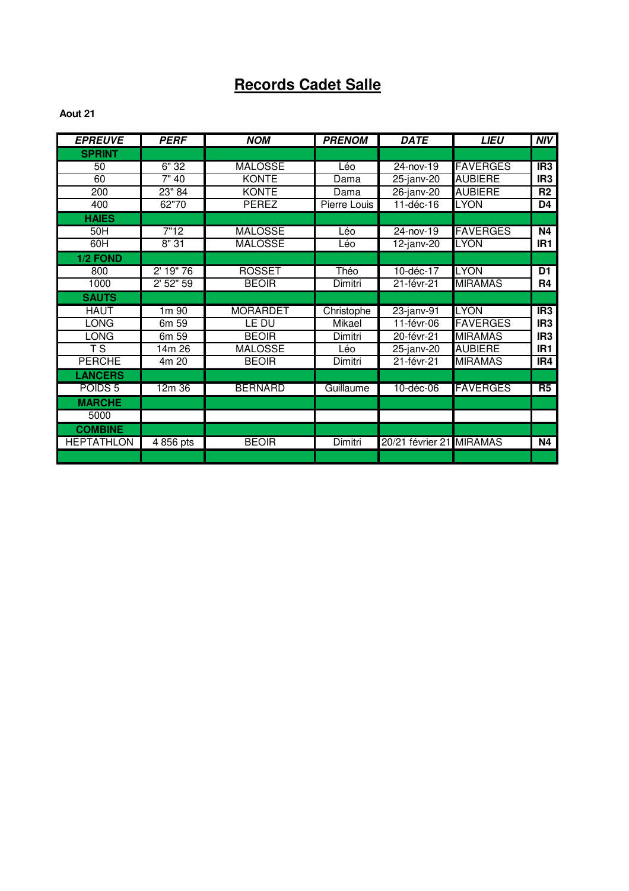# Records Cadet Salle

**Aout 21**

| EPREUVE | PERF | NOM | PRENOM | DATE | LIEU | NIV |
|---|---|---|---|---|---|---|
| **SPRINT** | | | | | | |
| 50 | 6" 32 | MALOSSE | Léo | 24-nov-19 | FAVERGES | IR3 |
| 60 | 7" 40 | KONTE | Dama | 25-janv-20 | AUBIERE | IR3 |
| 200 | 23" 84 | KONTE | Dama | 26-janv-20 | AUBIERE | R2 |
| 400 | 62"70 | PEREZ | Pierre Louis | 11-déc-16 | LYON | D4 |
| **HAIES** | | | | | | |
| 50H | 7"12 | MALOSSE | Léo | 24-nov-19 | FAVERGES | N4 |
| 60H | 8" 31 | MALOSSE | Léo | 12-janv-20 | LYON | IR1 |
| **1/2 FOND** | | | | | | |
| 800 | 2' 19" 76 | ROSSET | Théo | 10-déc-17 | LYON | D1 |
| 1000 | 2' 52" 59 | BEOIR | Dimitri | 21-févr-21 | MIRAMAS | R4 |
| **SAUTS** | | | | | | |
| HAUT | 1m 90 | MORARDET | Christophe | 23-janv-91 | LYON | IR3 |
| LONG | 6m 59 | LE DU | Mikael | 11-févr-06 | FAVERGES | IR3 |
| LONG | 6m 59 | BEOIR | Dimitri | 20-févr-21 | MIRAMAS | IR3 |
| T S | 14m 26 | MALOSSE | Léo | 25-janv-20 | AUBIERE | IR1 |
| PERCHE | 4m 20 | BEOIR | Dimitri | 21-févr-21 | MIRAMAS | IR4 |
| **LANCERS** | | | | | | |
| POIDS 5 | 12m 36 | BERNARD | Guillaume | 10-déc-06 | FAVERGES | R5 |
| **MARCHE** | | | | | | |
| 5000 | | | | | | |
| **COMBINE** | | | | | | |
| HEPTATHLON | 4 856 pts | BEOIR | Dimitri | 20/21 février 21 | MIRAMAS | N4 |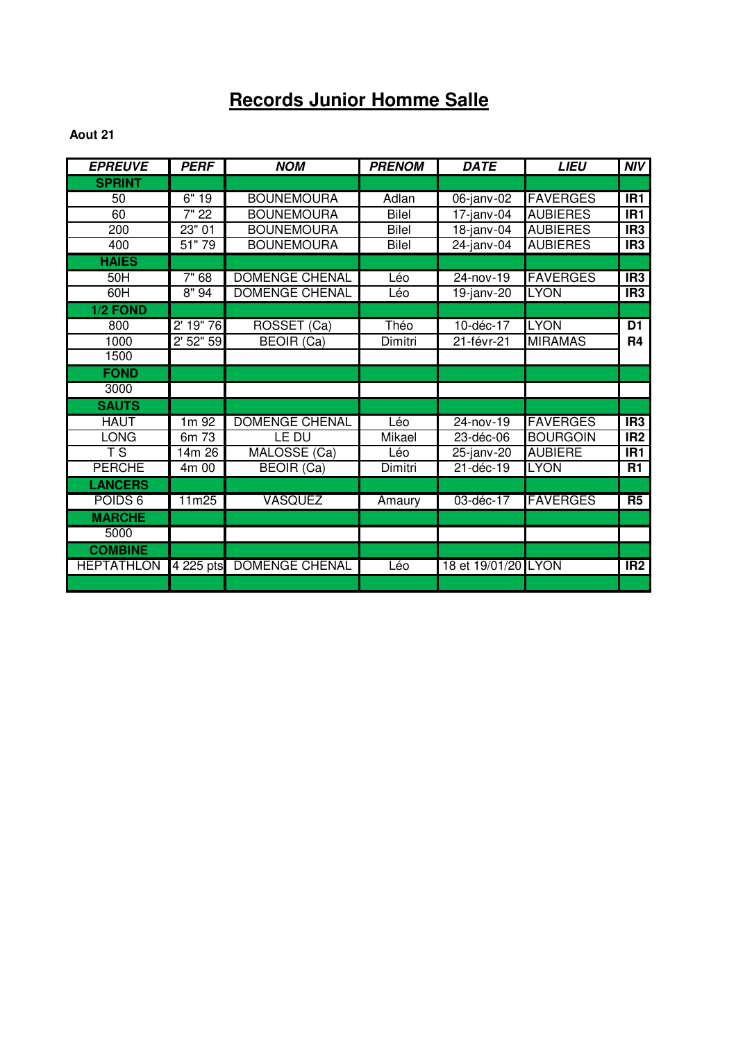# Records Junior Homme Salle

**Aout 21**

| EPREUVE | PERF | NOM | PRENOM | DATE | LIEU | NIV |
|---|---|---|---|---|---|---|
| **SPRINT** | | | | | | |
| 50 | 6" 19 | BOUNEMOURA | Adlan | 06-janv-02 | FAVERGES | IR1 |
| 60 | 7" 22 | BOUNEMOURA | Bilel | 17-janv-04 | AUBIERES | IR1 |
| 200 | 23" 01 | BOUNEMOURA | Bilel | 18-janv-04 | AUBIERES | IR3 |
| 400 | 51" 79 | BOUNEMOURA | Bilel | 24-janv-04 | AUBIERES | IR3 |
| **HAIES** | | | | | | |
| 50H | 7" 68 | DOMENGE CHENAL | Léo | 24-nov-19 | FAVERGES | IR3 |
| 60H | 8" 94 | DOMENGE CHENAL | Léo | 19-janv-20 | LYON | IR3 |
| **1/2 FOND** | | | | | | |
| 800 | 2' 19" 76 | ROSSET (Ca) | Théo | 10-déc-17 | LYON | D1 |
| 1000 | 2' 52" 59 | BEOIR (Ca) | Dimitri | 21-févr-21 | MIRAMAS | R4 |
| 1500 | | | | | | |
| **FOND** | | | | | | |
| 3000 | | | | | | |
| **SAUTS** | | | | | | |
| HAUT | 1m 92 | DOMENGE CHENAL | Léo | 24-nov-19 | FAVERGES | IR3 |
| LONG | 6m 73 | LE DU | Mikael | 23-déc-06 | BOURGOIN | IR2 |
| T S | 14m 26 | MALOSSE (Ca) | Léo | 25-janv-20 | AUBIERE | IR1 |
| PERCHE | 4m 00 | BEOIR (Ca) | Dimitri | 21-déc-19 | LYON | R1 |
| **LANCERS** | | | | | | |
| POIDS 6 | 11m25 | VASQUEZ | Amaury | 03-déc-17 | FAVERGES | R5 |
| **MARCHE** | | | | | | |
| 5000 | | | | | | |
| **COMBINE** | | | | | | |
| HEPTATHLON | 4 225 pts | DOMENGE CHENAL | Léo | 18 et 19/01/20 | LYON | IR2 |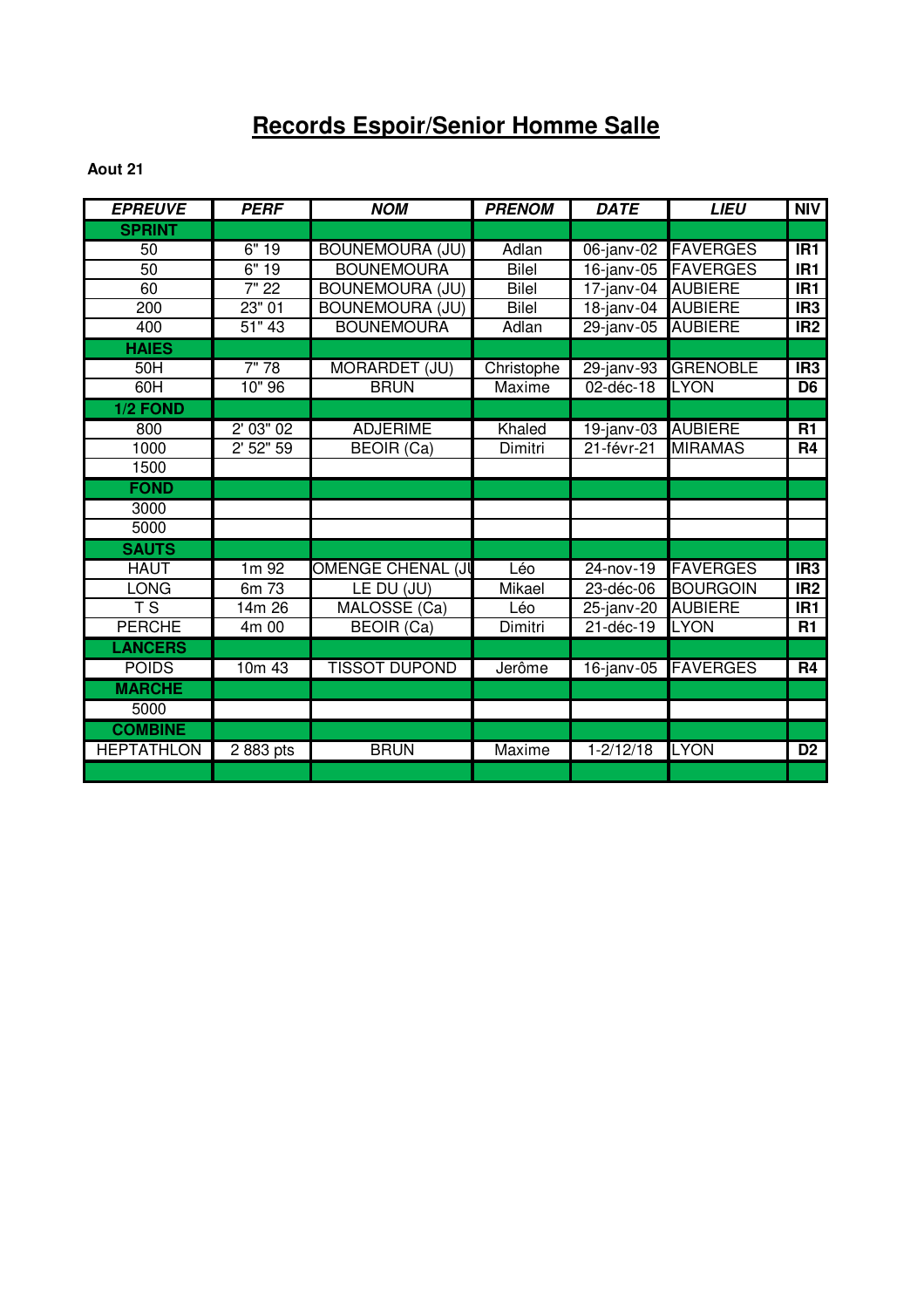# Records Espoir/Senior Homme Salle

**Aout 21**

| EPREUVE | PERF | NOM | PRENOM | DATE | LIEU | NIV |
|---|---|---|---|---|---|---|
| **SPRINT** | | | | | | |
| 50 | 6" 19 | BOUNEMOURA (JU) | Adlan | 06-janv-02 | FAVERGES | IR1 |
| 50 | 6" 19 | BOUNEMOURA | Bilel | 16-janv-05 | FAVERGES | IR1 |
| 60 | 7" 22 | BOUNEMOURA (JU) | Bilel | 17-janv-04 | AUBIERE | IR1 |
| 200 | 23" 01 | BOUNEMOURA (JU) | Bilel | 18-janv-04 | AUBIERE | IR3 |
| 400 | 51" 43 | BOUNEMOURA | Adlan | 29-janv-05 | AUBIERE | IR2 |
| **HAIES** | | | | | | |
| 50H | 7" 78 | MORARDET (JU) | Christophe | 29-janv-93 | GRENOBLE | IR3 |
| 60H | 10" 96 | BRUN | Maxime | 02-déc-18 | LYON | D6 |
| **1/2 FOND** | | | | | | |
| 800 | 2' 03" 02 | ADJERIME | Khaled | 19-janv-03 | AUBIERE | R1 |
| 1000 | 2' 52" 59 | BEOIR (Ca) | Dimitri | 21-févr-21 | MIRAMAS | R4 |
| 1500 | | | | | | |
| **FOND** | | | | | | |
| 3000 | | | | | | |
| 5000 | | | | | | |
| **SAUTS** | | | | | | |
| HAUT | 1m 92 | OMENGE CHENAL (JU | Léo | 24-nov-19 | FAVERGES | IR3 |
| LONG | 6m 73 | LE DU (JU) | Mikael | 23-déc-06 | BOURGOIN | IR2 |
| T S | 14m 26 | MALOSSE (Ca) | Léo | 25-janv-20 | AUBIERE | IR1 |
| PERCHE | 4m 00 | BEOIR (Ca) | Dimitri | 21-déc-19 | LYON | R1 |
| **LANCERS** | | | | | | |
| POIDS | 10m 43 | TISSOT DUPOND | Jerôme | 16-janv-05 | FAVERGES | R4 |
| **MARCHE** | | | | | | |
| 5000 | | | | | | |
| **COMBINE** | | | | | | |
| HEPTATHLON | 2 883 pts | BRUN | Maxime | 1-2/12/18 | LYON | D2 |